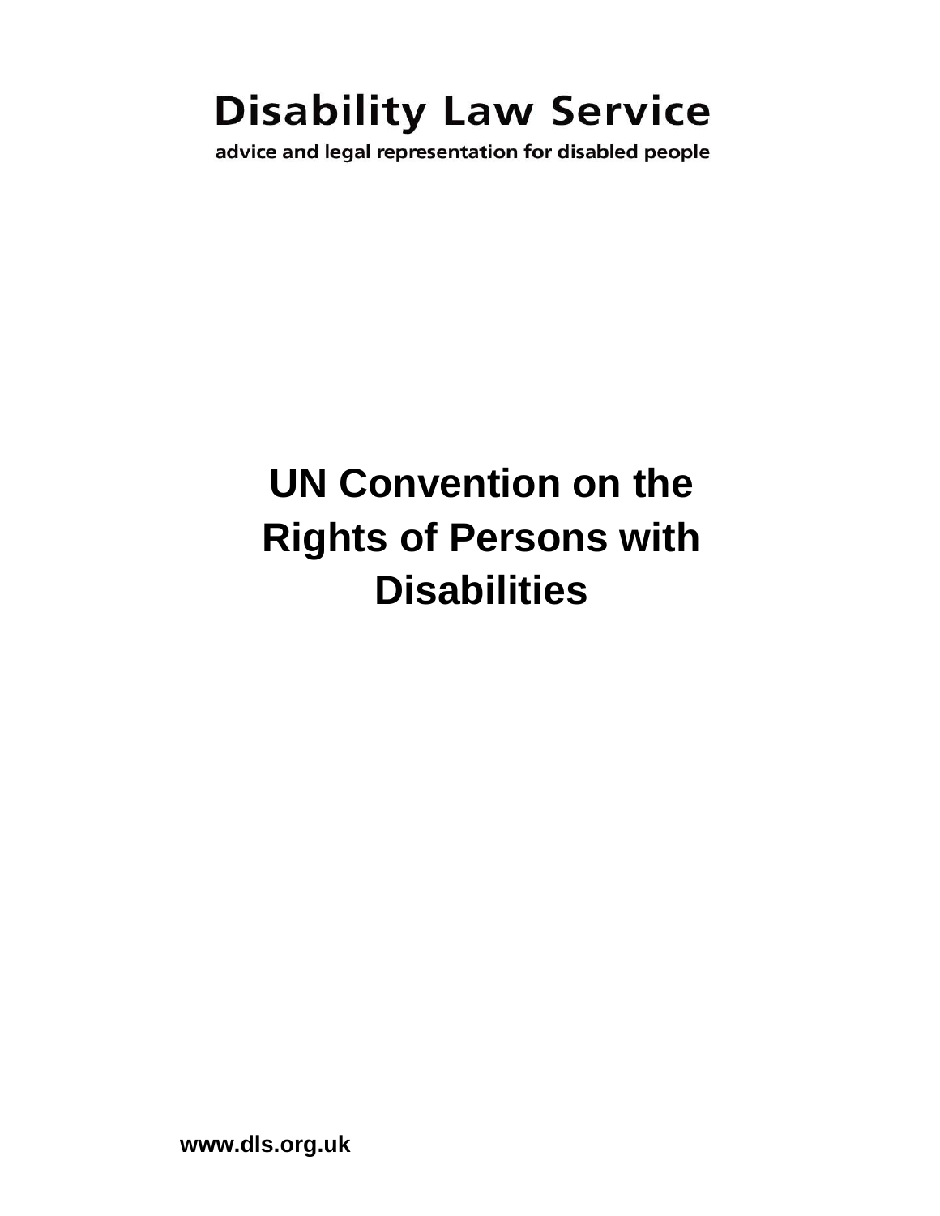**Disability Law Service**

advice and legal representation for disabled people

# UN Convention on the Rights of Persons with Disabilities

**www.dls.org.uk**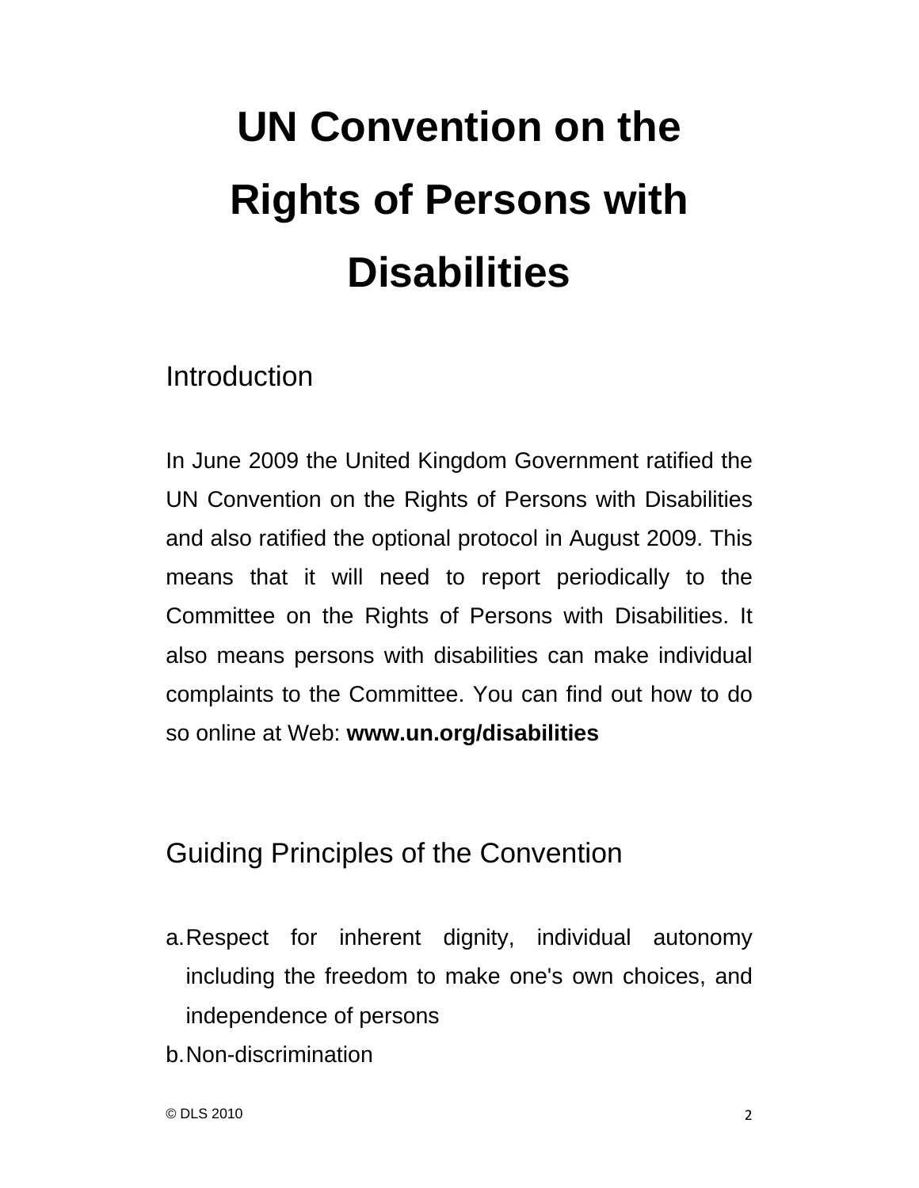# UN Convention on the Rights of Persons with Disabilities

## Introduction

In June 2009 the United Kingdom Government ratified the UN Convention on the Rights of Persons with Disabilities and also ratified the optional protocol in August 2009. This means that it will need to report periodically to the Committee on the Rights of Persons with Disabilities. It also means persons with disabilities can make individual complaints to the Committee. You can find out how to do so online at Web: **www.un.org/disabilities**

## Guiding Principles of the Convention

a. Respect for inherent dignity, individual autonomy including the freedom to make one's own choices, and independence of persons
b. Non-discrimination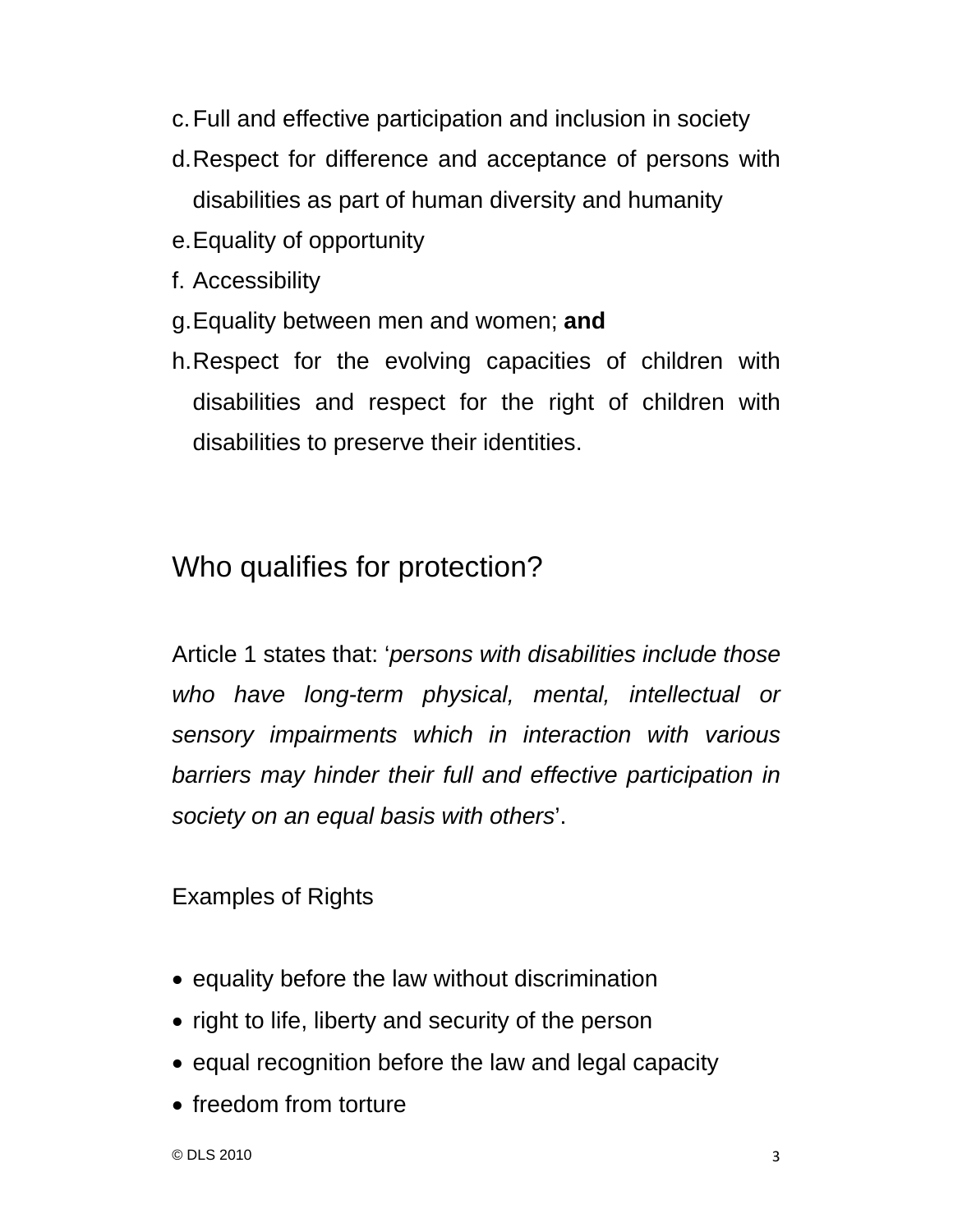c. Full and effective participation and inclusion in society
d. Respect for difference and acceptance of persons with disabilities as part of human diversity and humanity
e. Equality of opportunity
f. Accessibility
g. Equality between men and women; **and**
h. Respect for the evolving capacities of children with disabilities and respect for the right of children with disabilities to preserve their identities.

## Who qualifies for protection?

Article 1 states that: '*persons with disabilities include those who have long-term physical, mental, intellectual or sensory impairments which in interaction with various barriers may hinder their full and effective participation in society on an equal basis with others*'.

Examples of Rights

- equality before the law without discrimination
- right to life, liberty and security of the person
- equal recognition before the law and legal capacity
- freedom from torture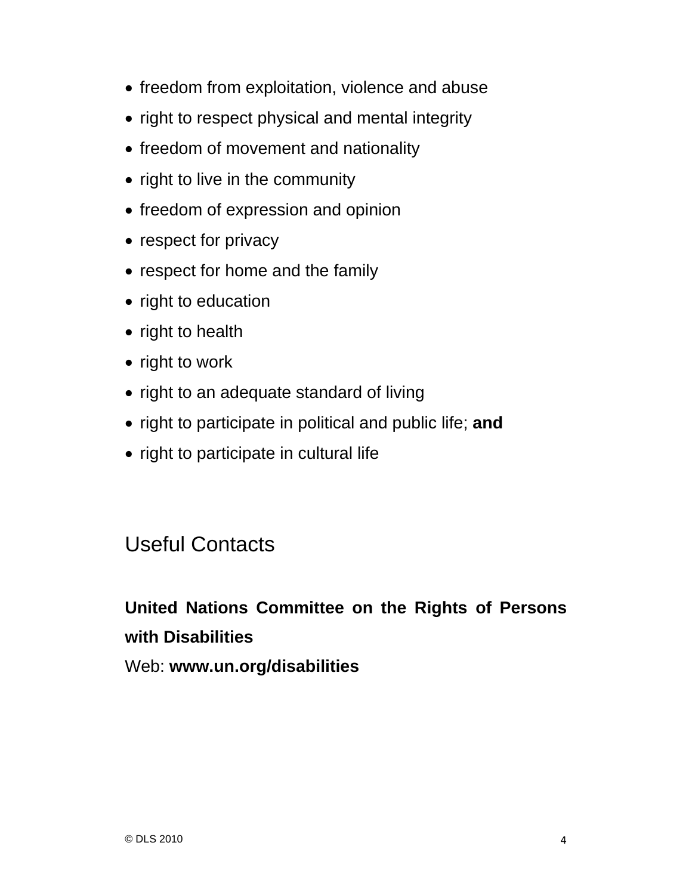- freedom from exploitation, violence and abuse
- right to respect physical and mental integrity
- freedom of movement and nationality
- right to live in the community
- freedom of expression and opinion
- respect for privacy
- respect for home and the family
- right to education
- right to health
- right to work
- right to an adequate standard of living
- right to participate in political and public life; **and**
- right to participate in cultural life

## Useful Contacts

**United Nations Committee on the Rights of Persons with Disabilities**
Web: **www.un.org/disabilities**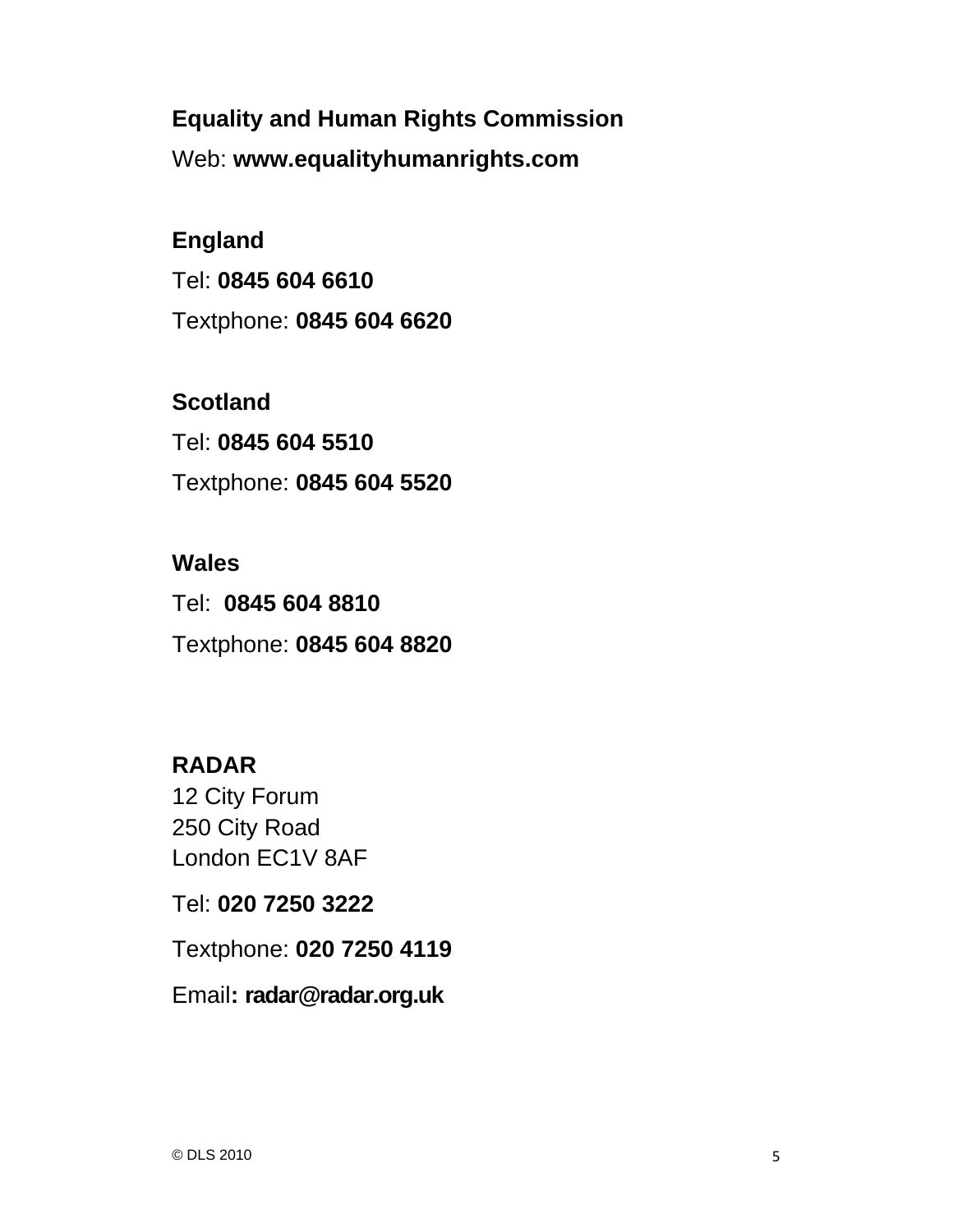**Equality and Human Rights Commission**

Web: **www.equalityhumanrights.com**

**England**

Tel: **0845 604 6610**

Textphone: **0845 604 6620**

**Scotland**

Tel: **0845 604 5510**

Textphone: **0845 604 5520**

**Wales**

Tel: **0845 604 8810**

Textphone: **0845 604 8820**

**RADAR**

12 City Forum
250 City Road
London EC1V 8AF

Tel: **020 7250 3222**

Textphone: **020 7250 4119**

Email**: radar@radar.org.uk**

© DLS 2010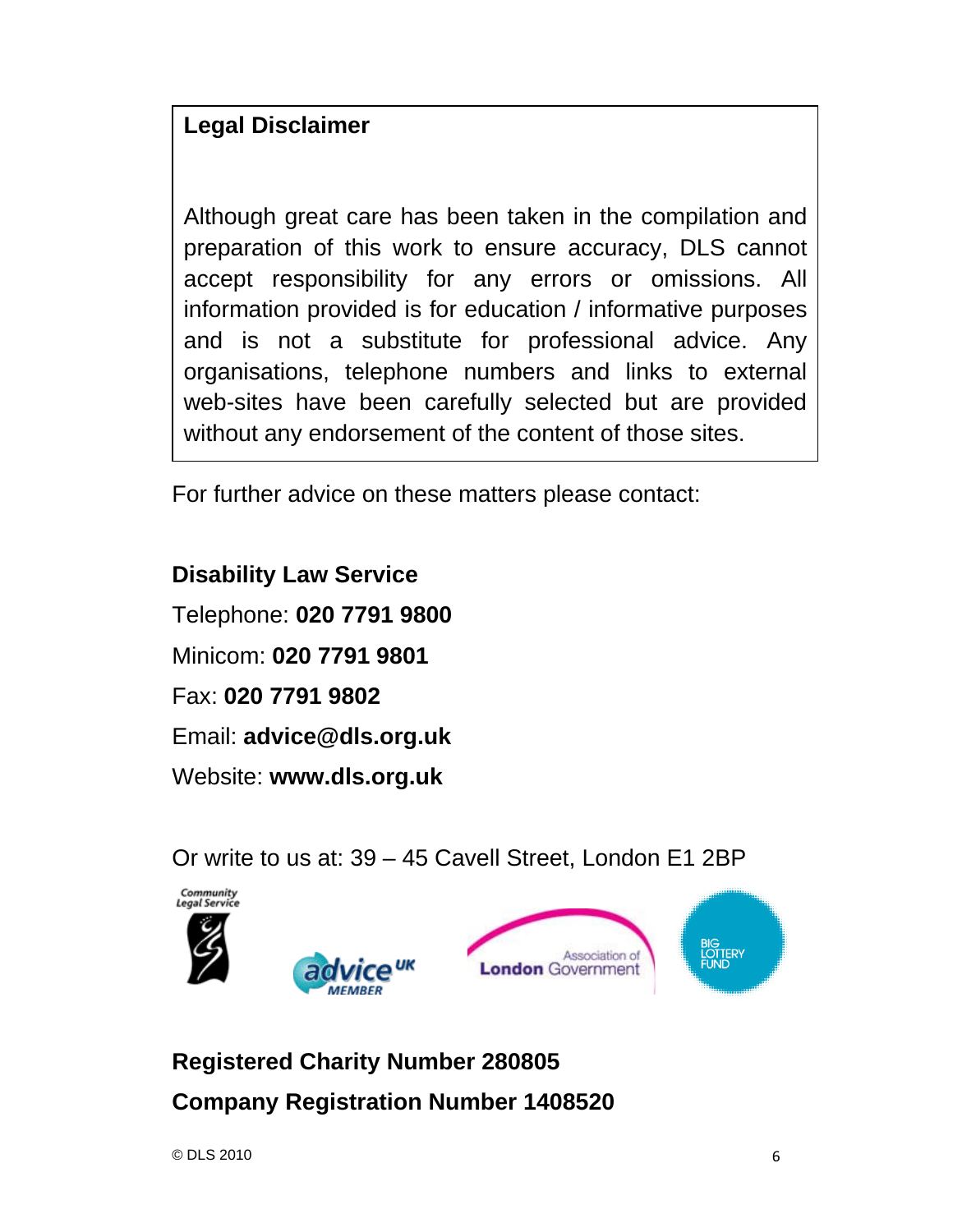**Legal Disclaimer**

Although great care has been taken in the compilation and preparation of this work to ensure accuracy, DLS cannot accept responsibility for any errors or omissions. All information provided is for education / informative purposes and is not a substitute for professional advice. Any organisations, telephone numbers and links to external web-sites have been carefully selected but are provided without any endorsement of the content of those sites.

For further advice on these matters please contact:

**Disability Law Service**

Telephone: **020 7791 9800**

Minicom: **020 7791 9801**

Fax: **020 7791 9802**

Email: **advice@dls.org.uk**

Website: **www.dls.org.uk**

Or write to us at: 39 – 45 Cavell Street, London E1 2BP

Community Legal Service

advice UK MEMBER

Association of London Government

BIG LOTTERY FUND

**Registered Charity Number 280805**

**Company Registration Number 1408520**

© DLS 2010